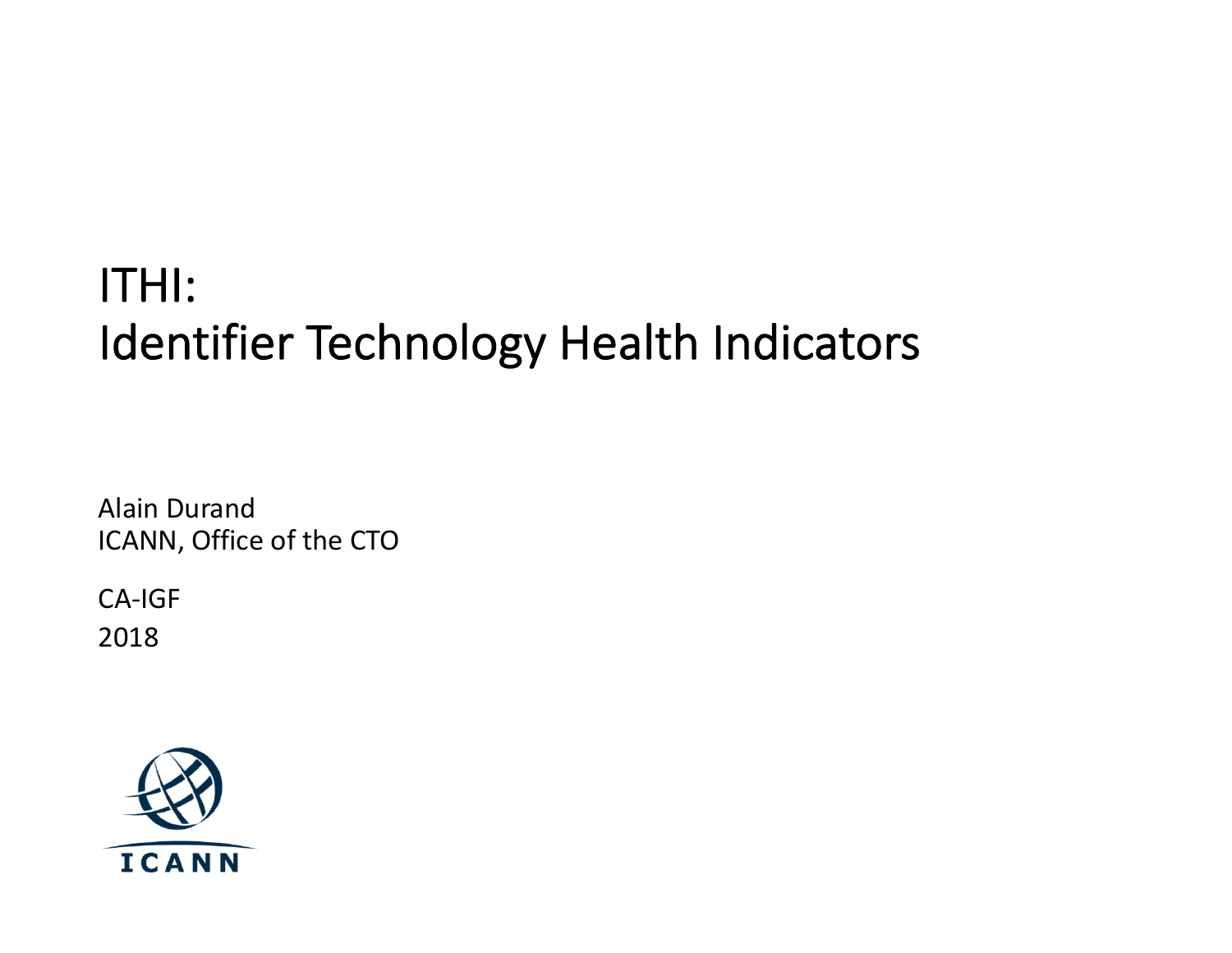# ITHI:
# Identifier Technology Health Indicators

Alain Durand
ICANN, Office of the CTO

CA-IGF
2018

ICANN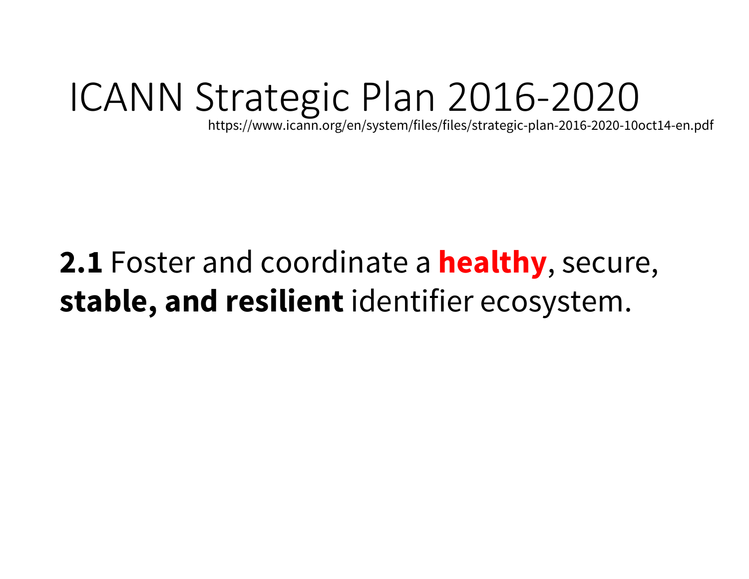# ICANN Strategic Plan 2016-2020

https://www.icann.org/en/system/files/files/strategic-plan-2016-2020-10oct14-en.pdf

**2.1** Foster and coordinate a **healthy**, secure, **stable, and resilient** identifier ecosystem.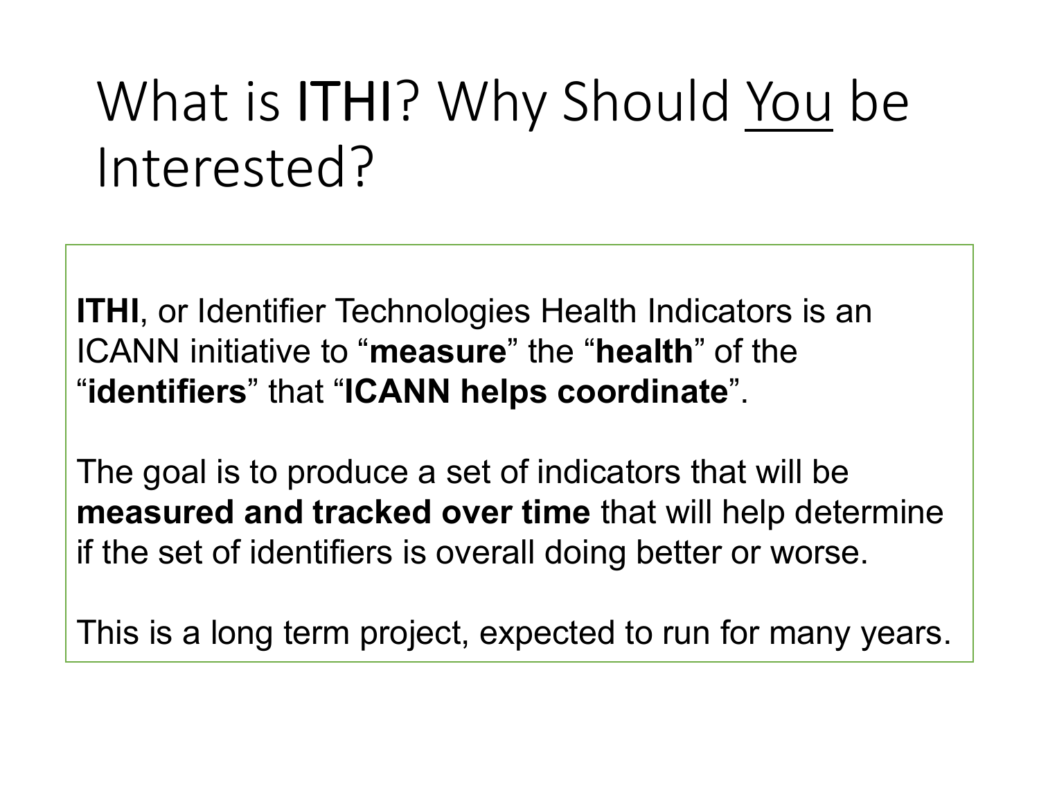# What is ITHI? Why Should You be Interested?

**ITHI**, or Identifier Technologies Health Indicators is an ICANN initiative to "**measure**" the "**health**" of the "**identifiers**" that "**ICANN helps coordinate**".

The goal is to produce a set of indicators that will be **measured and tracked over time** that will help determine if the set of identifiers is overall doing better or worse.

This is a long term project, expected to run for many years.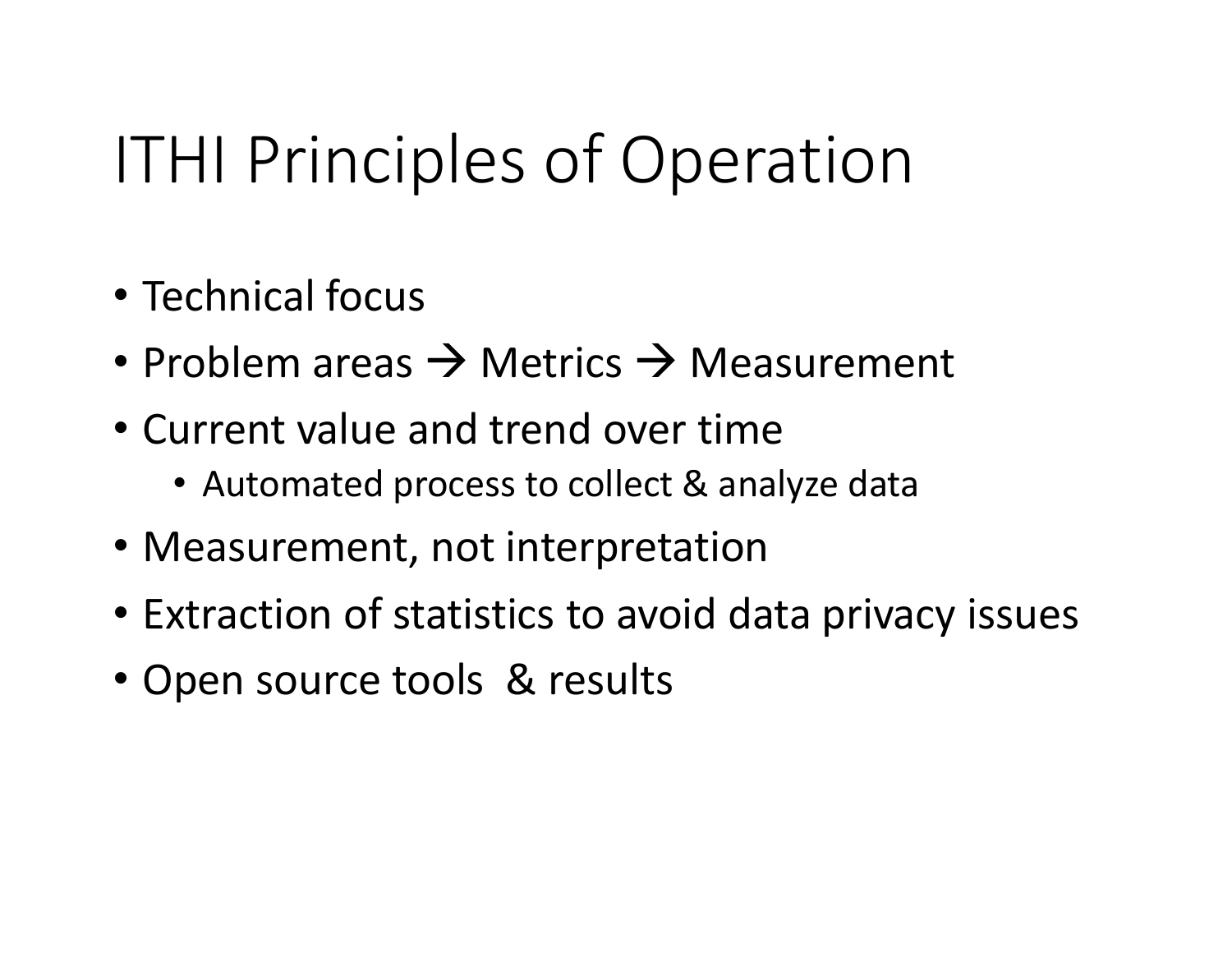# ITHI Principles of Operation

- Technical focus
- Problem areas → Metrics → Measurement
- Current value and trend over time
  - Automated process to collect & analyze data
- Measurement, not interpretation
- Extraction of statistics to avoid data privacy issues
- Open source tools & results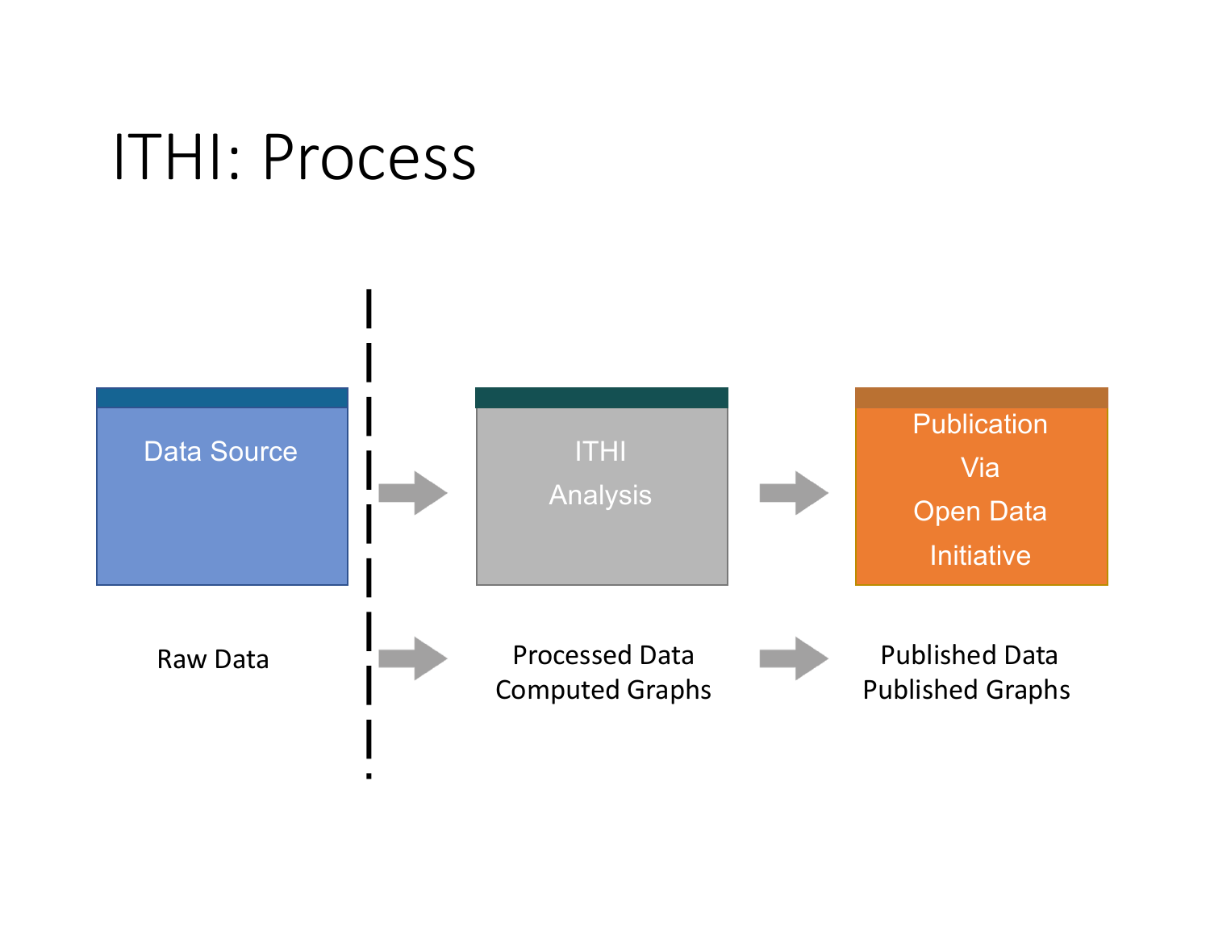# ITHI: Process

Data Source → ITHI Analysis → Publication Via Open Data Initiative

Raw Data → Processed Data Computed Graphs → Published Data Published Graphs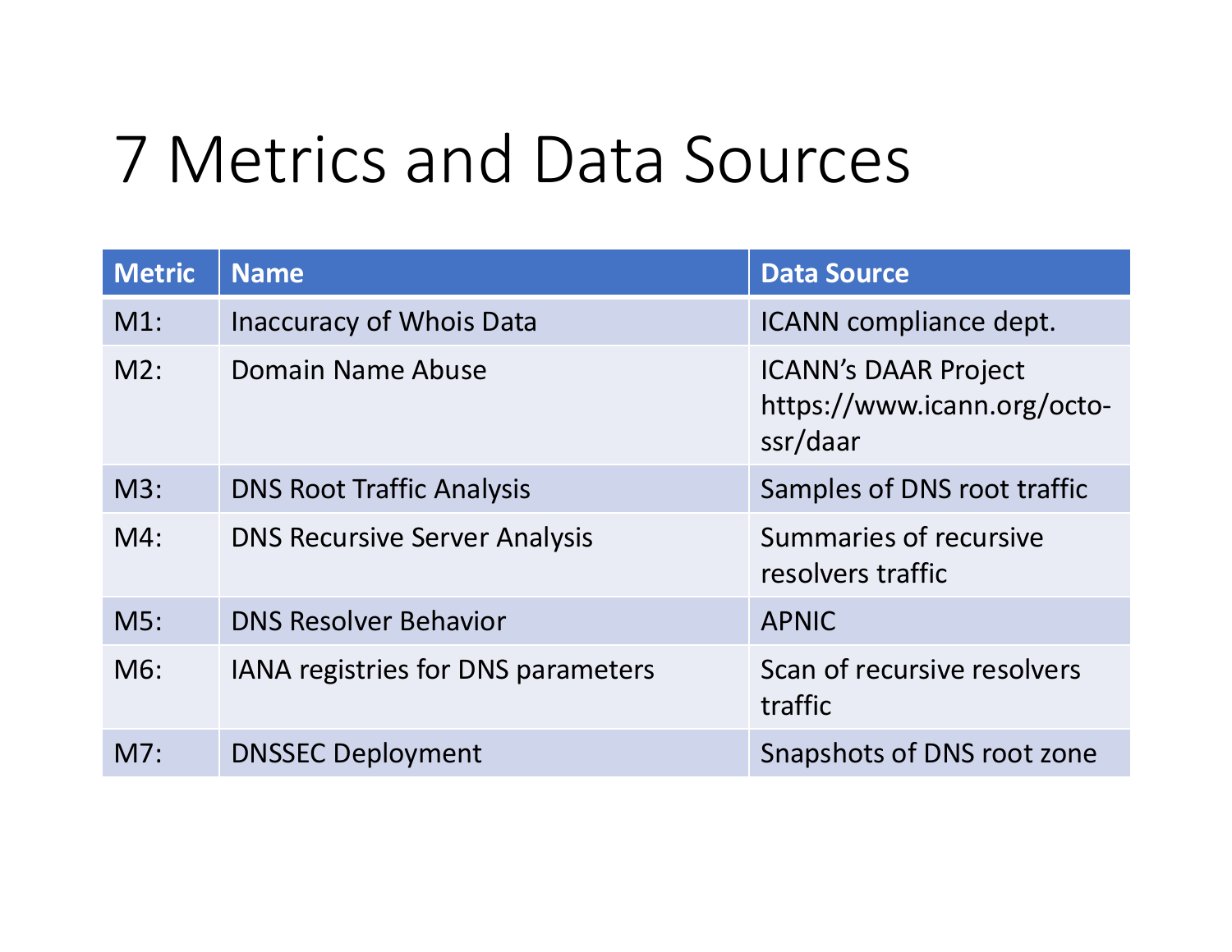# 7 Metrics and Data Sources

| Metric | Name | Data Source |
|---|---|---|
| M1: | Inaccuracy of Whois Data | ICANN compliance dept. |
| M2: | Domain Name Abuse | ICANN's DAAR Project https://www.icann.org/octo-ssr/daar |
| M3: | DNS Root Traffic Analysis | Samples of DNS root traffic |
| M4: | DNS Recursive Server Analysis | Summaries of recursive resolvers traffic |
| M5: | DNS Resolver Behavior | APNIC |
| M6: | IANA registries for DNS parameters | Scan of recursive resolvers traffic |
| M7: | DNSSEC Deployment | Snapshots of DNS root zone |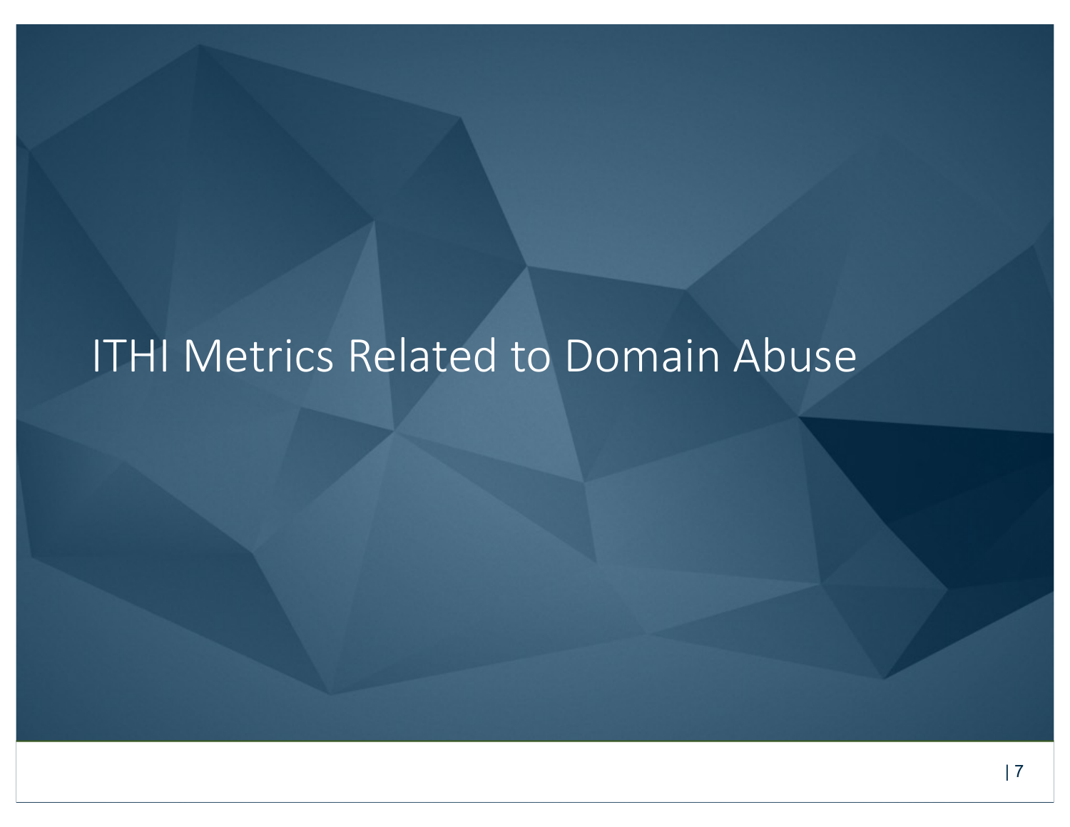# ITHI Metrics Related to Domain Abuse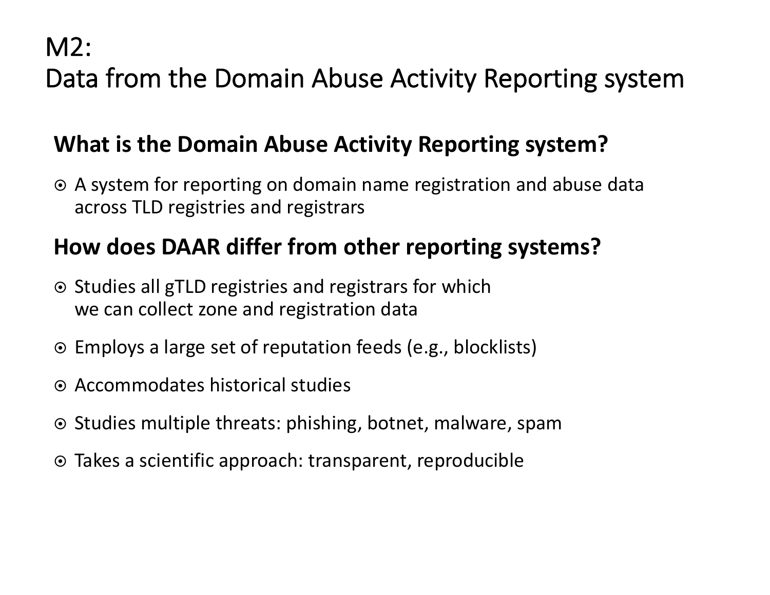# M2:
# Data from the Domain Abuse Activity Reporting system

## What is the Domain Abuse Activity Reporting system?

- A system for reporting on domain name registration and abuse data across TLD registries and registrars

## How does DAAR differ from other reporting systems?

- Studies all gTLD registries and registrars for which we can collect zone and registration data
- Employs a large set of reputation feeds (e.g., blocklists)
- Accommodates historical studies
- Studies multiple threats: phishing, botnet, malware, spam
- Takes a scientific approach: transparent, reproducible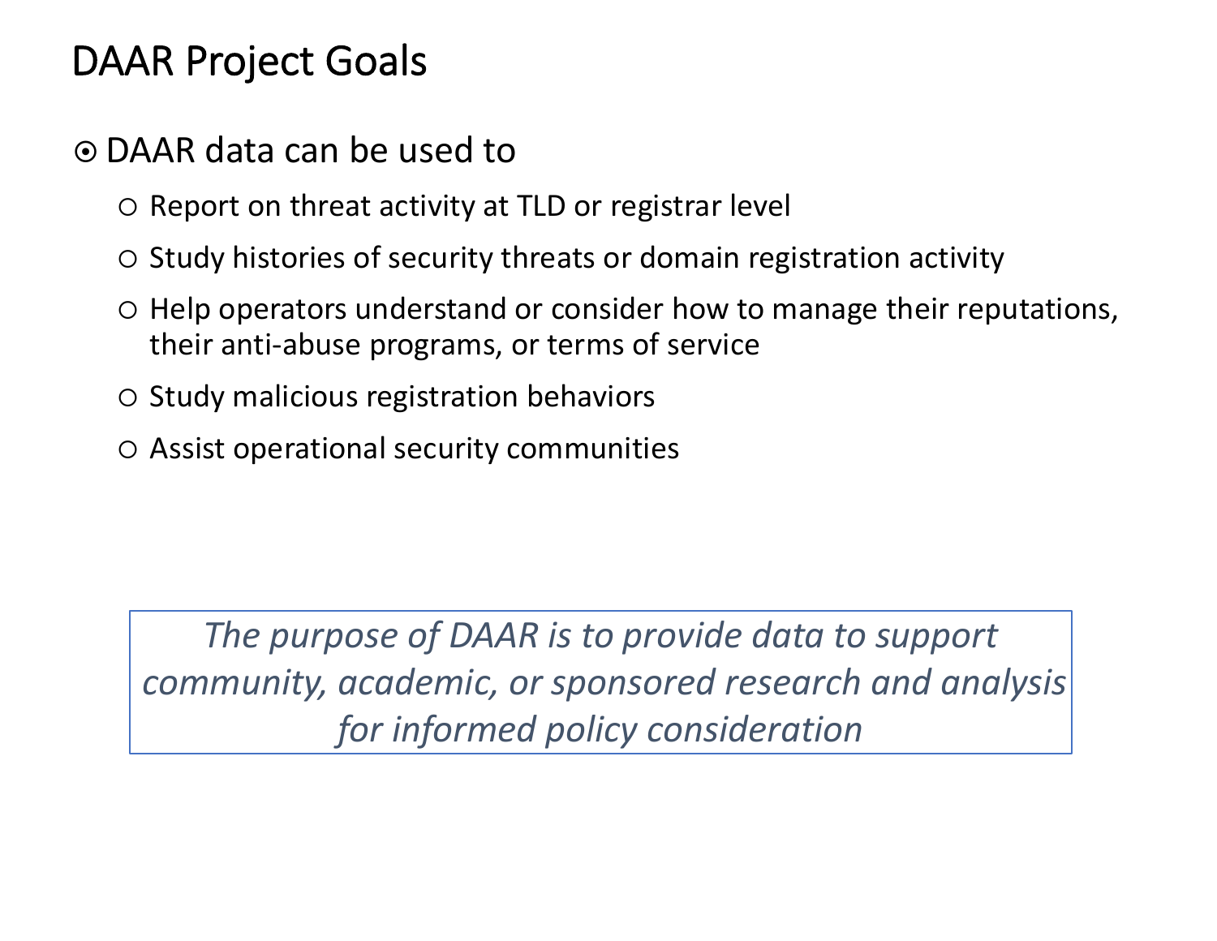# DAAR Project Goals

- DAAR data can be used to
  - Report on threat activity at TLD or registrar level
  - Study histories of security threats or domain registration activity
  - Help operators understand or consider how to manage their reputations, their anti-abuse programs, or terms of service
  - Study malicious registration behaviors
  - Assist operational security communities

*The purpose of DAAR is to provide data to support community, academic, or sponsored research and analysis for informed policy consideration*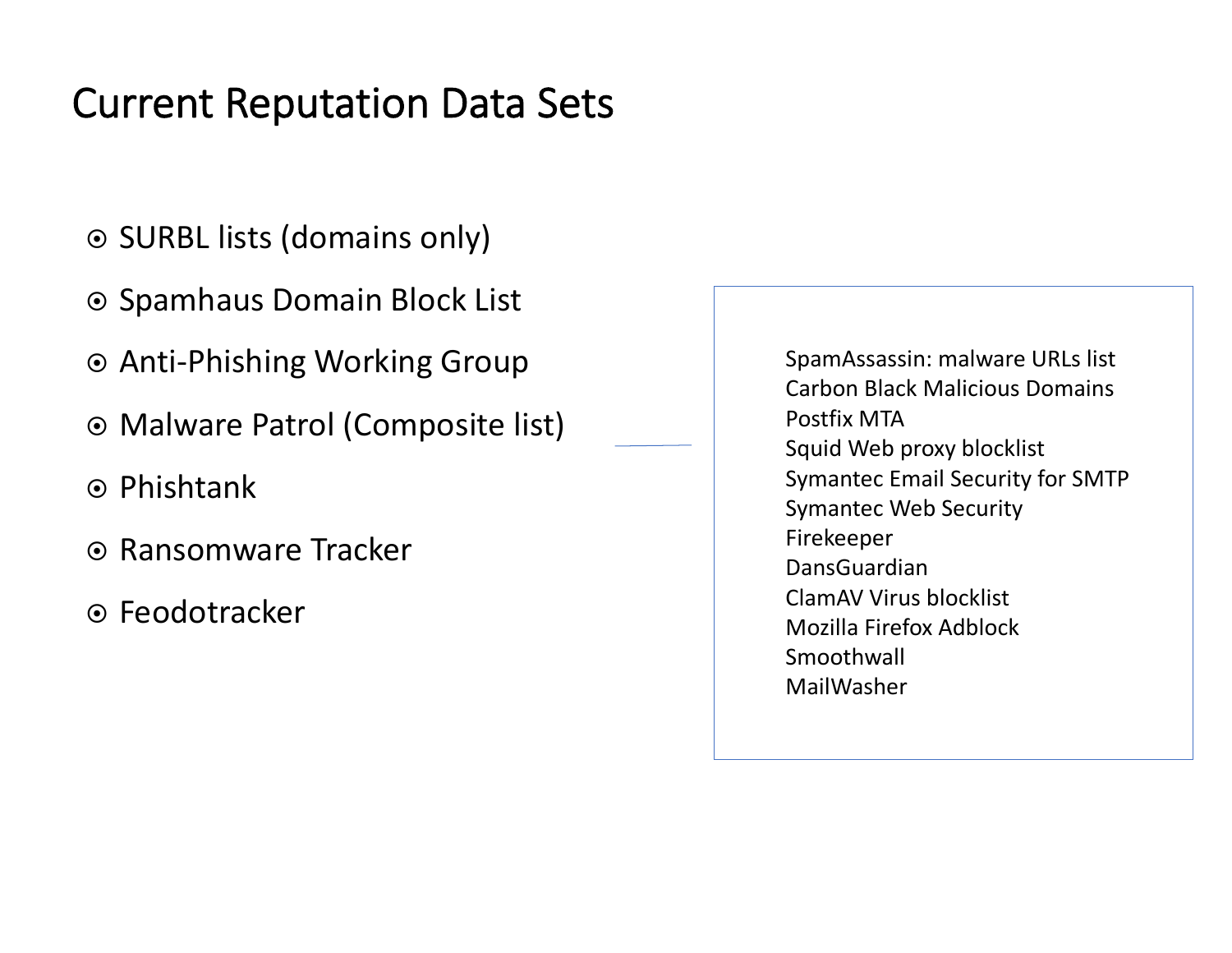# Current Reputation Data Sets

- SURBL lists (domains only)
- Spamhaus Domain Block List
- Anti-Phishing Working Group
- Malware Patrol (Composite list)
- Phishtank
- Ransomware Tracker
- Feodotracker

SpamAssassin: malware URLs list
Carbon Black Malicious Domains
Postfix MTA
Squid Web proxy blocklist
Symantec Email Security for SMTP
Symantec Web Security
Firekeeper
DansGuardian
ClamAV Virus blocklist
Mozilla Firefox Adblock
Smoothwall
MailWasher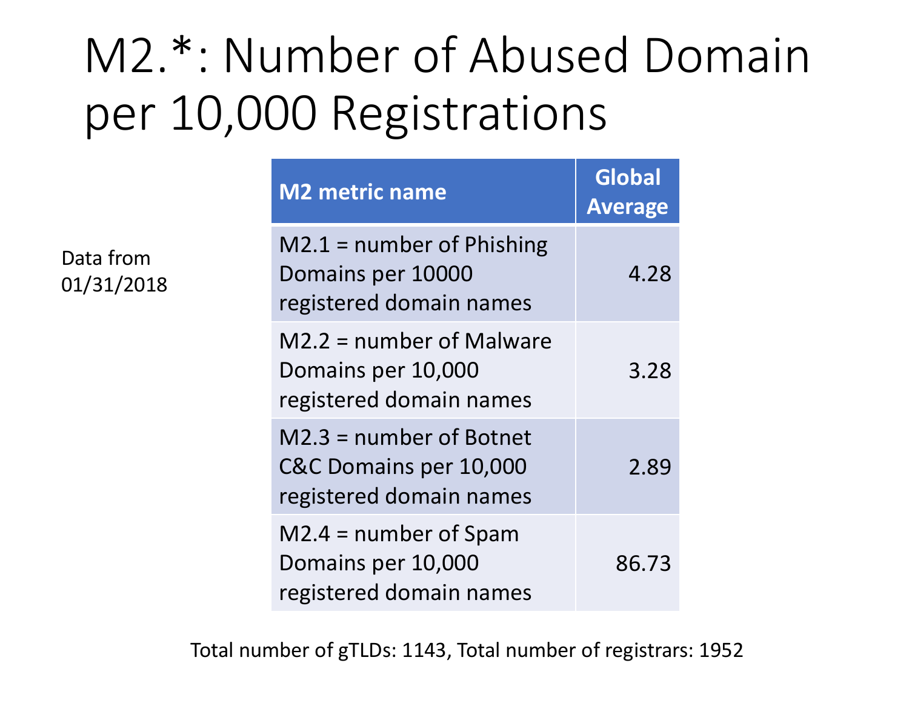# M2.*: Number of Abused Domain per 10,000 Registrations

Data from 01/31/2018

| M2 metric name | Global Average |
|---|---|
| M2.1 = number of Phishing Domains per 10000 registered domain names | 4.28 |
| M2.2 = number of Malware Domains per 10,000 registered domain names | 3.28 |
| M2.3 = number of Botnet C&C Domains per 10,000 registered domain names | 2.89 |
| M2.4 = number of Spam Domains per 10,000 registered domain names | 86.73 |

Total number of gTLDs: 1143, Total number of registrars: 1952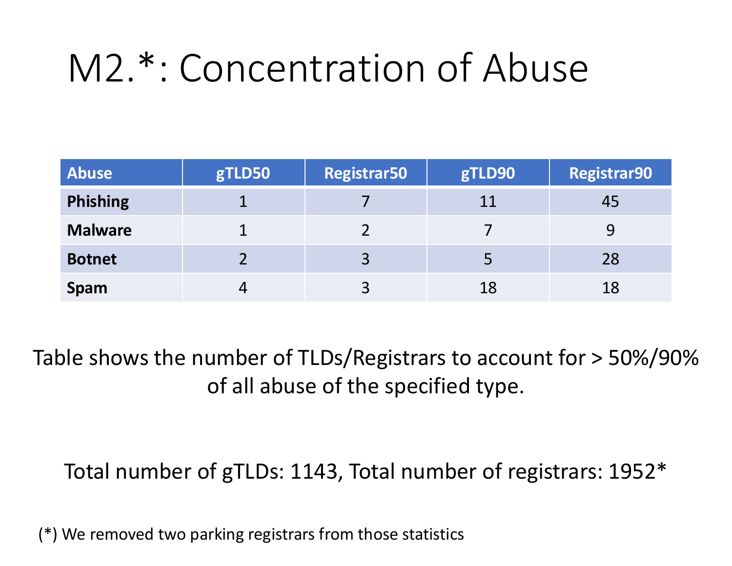# M2.*: Concentration of Abuse

| Abuse | gTLD50 | Registrar50 | gTLD90 | Registrar90 |
|---|---|---|---|---|
| **Phishing** | 1 | 7 | 11 | 45 |
| **Malware** | 1 | 2 | 7 | 9 |
| **Botnet** | 2 | 3 | 5 | 28 |
| **Spam** | 4 | 3 | 18 | 18 |

Table shows the number of TLDs/Registrars to account for > 50%/90% of all abuse of the specified type.

Total number of gTLDs: 1143, Total number of registrars: 1952*

(*) We removed two parking registrars from those statistics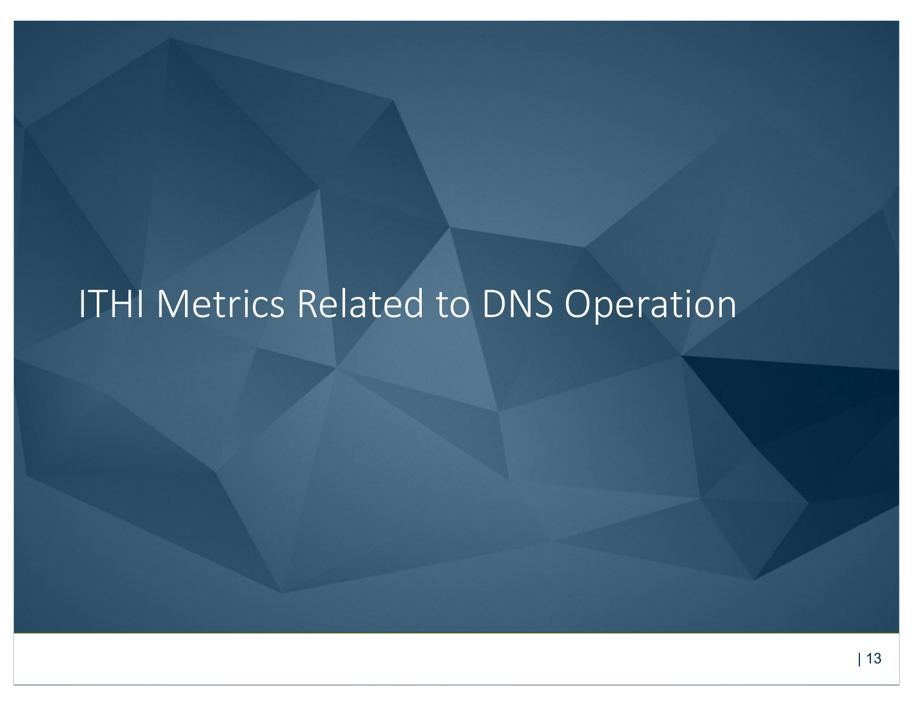# ITHI Metrics Related to DNS Operation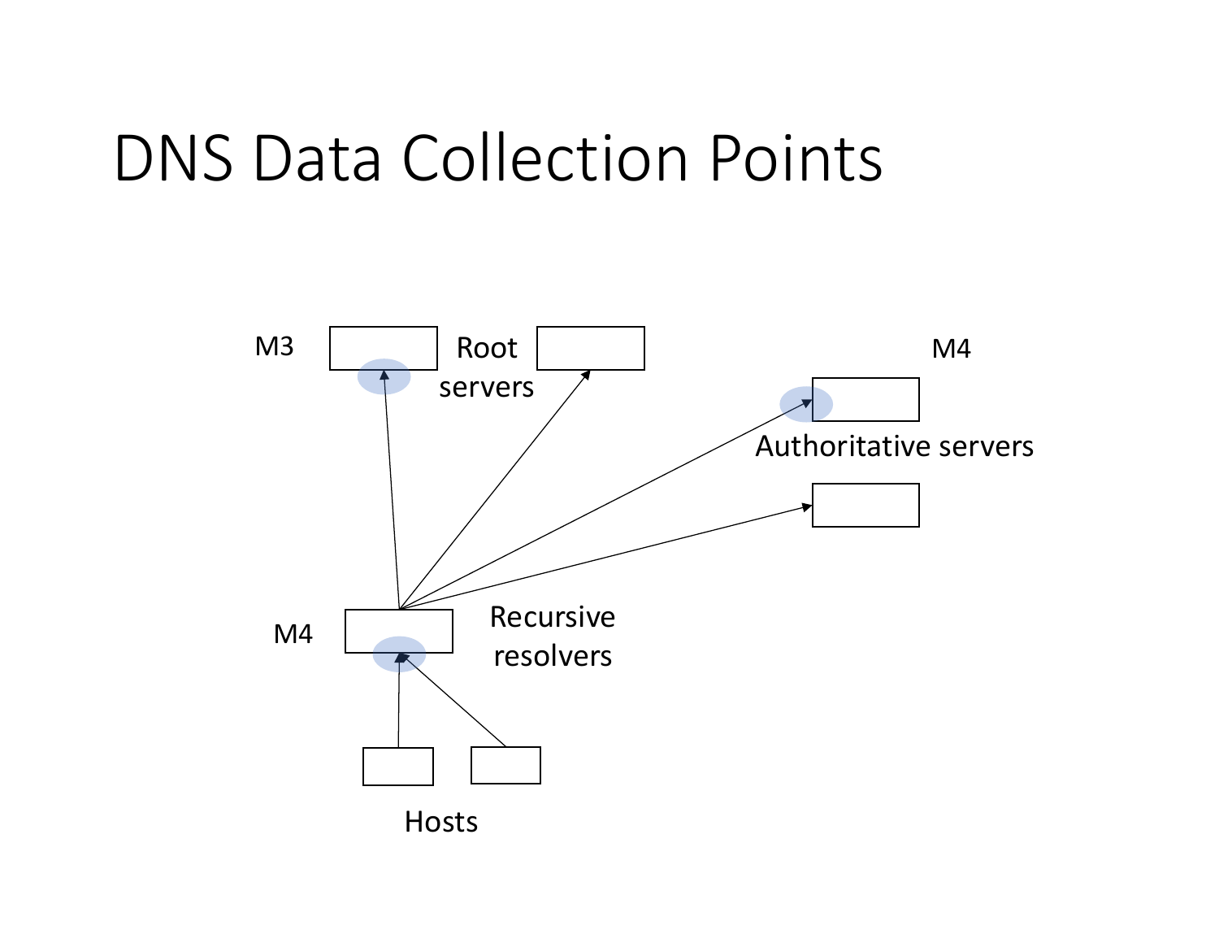# DNS Data Collection Points

M3

Root servers

M4

Authoritative servers

M4

Recursive resolvers

Hosts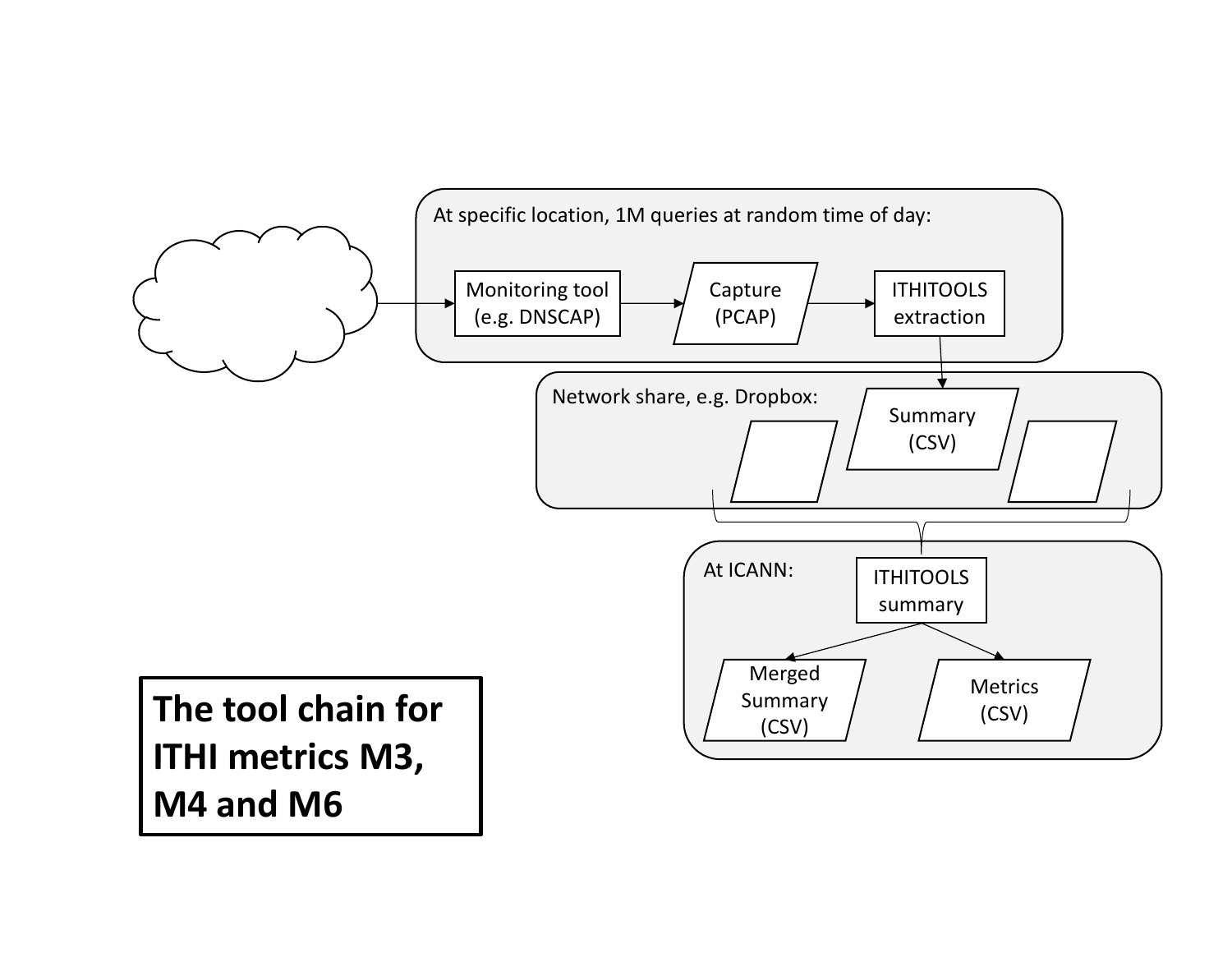At specific location, 1M queries at random time of day:

Monitoring tool (e.g. DNSCAP) → Capture (PCAP) → ITHITOOLS extraction

Network share, e.g. Dropbox:

Summary (CSV)

At ICANN:

ITHITOOLS summary

Merged Summary (CSV)

Metrics (CSV)

**The tool chain for ITHI metrics M3, M4 and M6**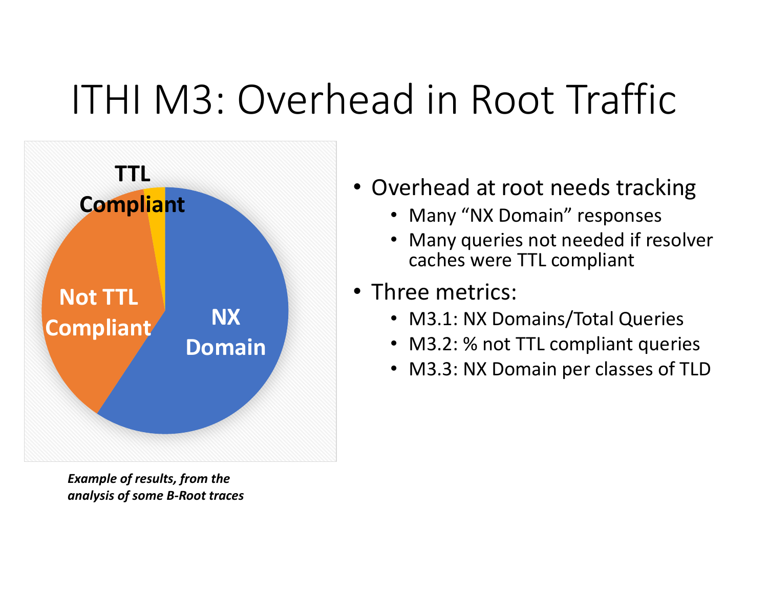# ITHI M3: Overhead in Root Traffic

TTL Compliant

Not TTL Compliant

NX Domain

*Example of results, from the analysis of some B-Root traces*

- Overhead at root needs tracking
  - Many "NX Domain" responses
  - Many queries not needed if resolver caches were TTL compliant
- Three metrics:
  - M3.1: NX Domains/Total Queries
  - M3.2: % not TTL compliant queries
  - M3.3: NX Domain per classes of TLD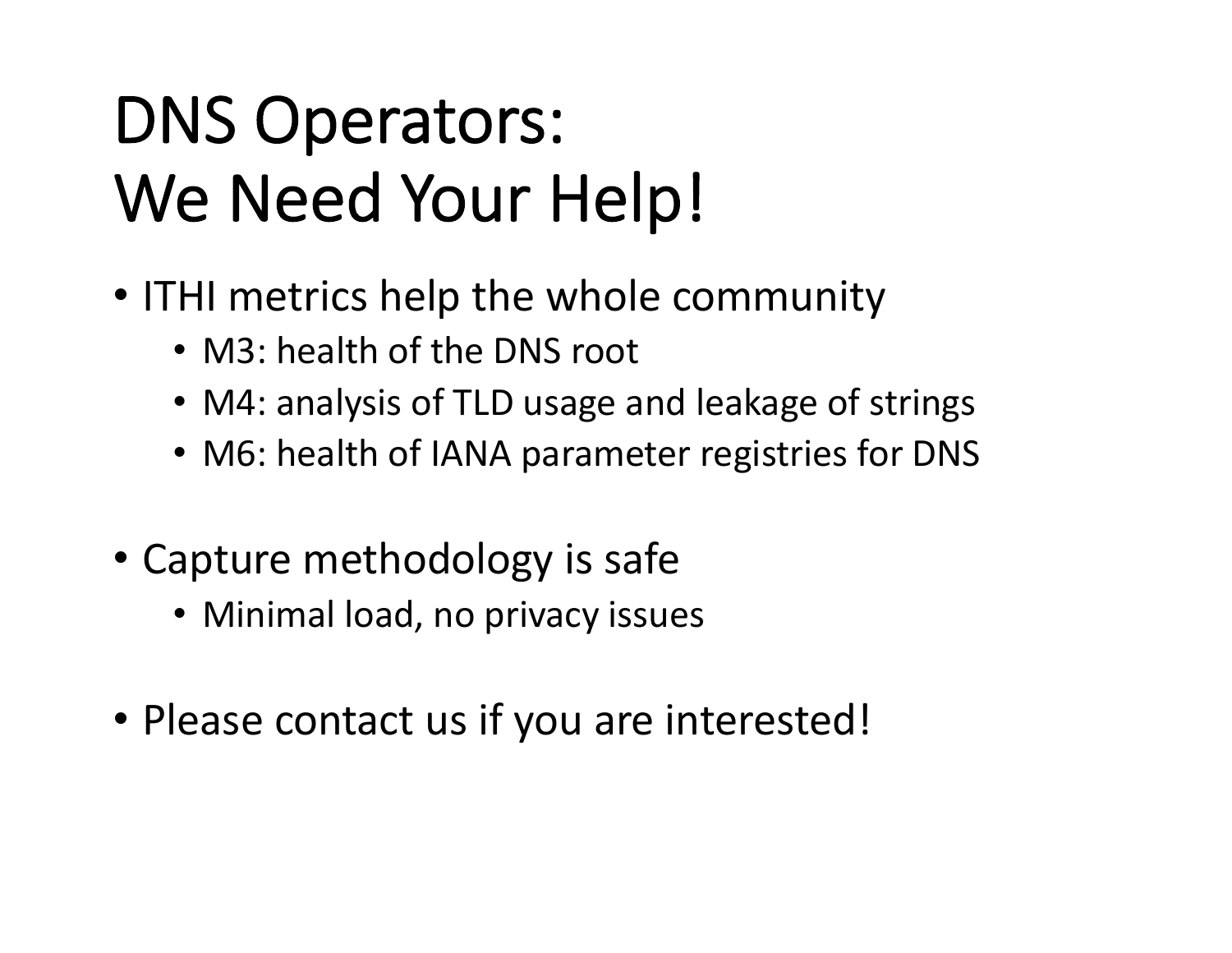# DNS Operators: We Need Your Help!

- ITHI metrics help the whole community
  - M3: health of the DNS root
  - M4: analysis of TLD usage and leakage of strings
  - M6: health of IANA parameter registries for DNS
- Capture methodology is safe
  - Minimal load, no privacy issues
- Please contact us if you are interested!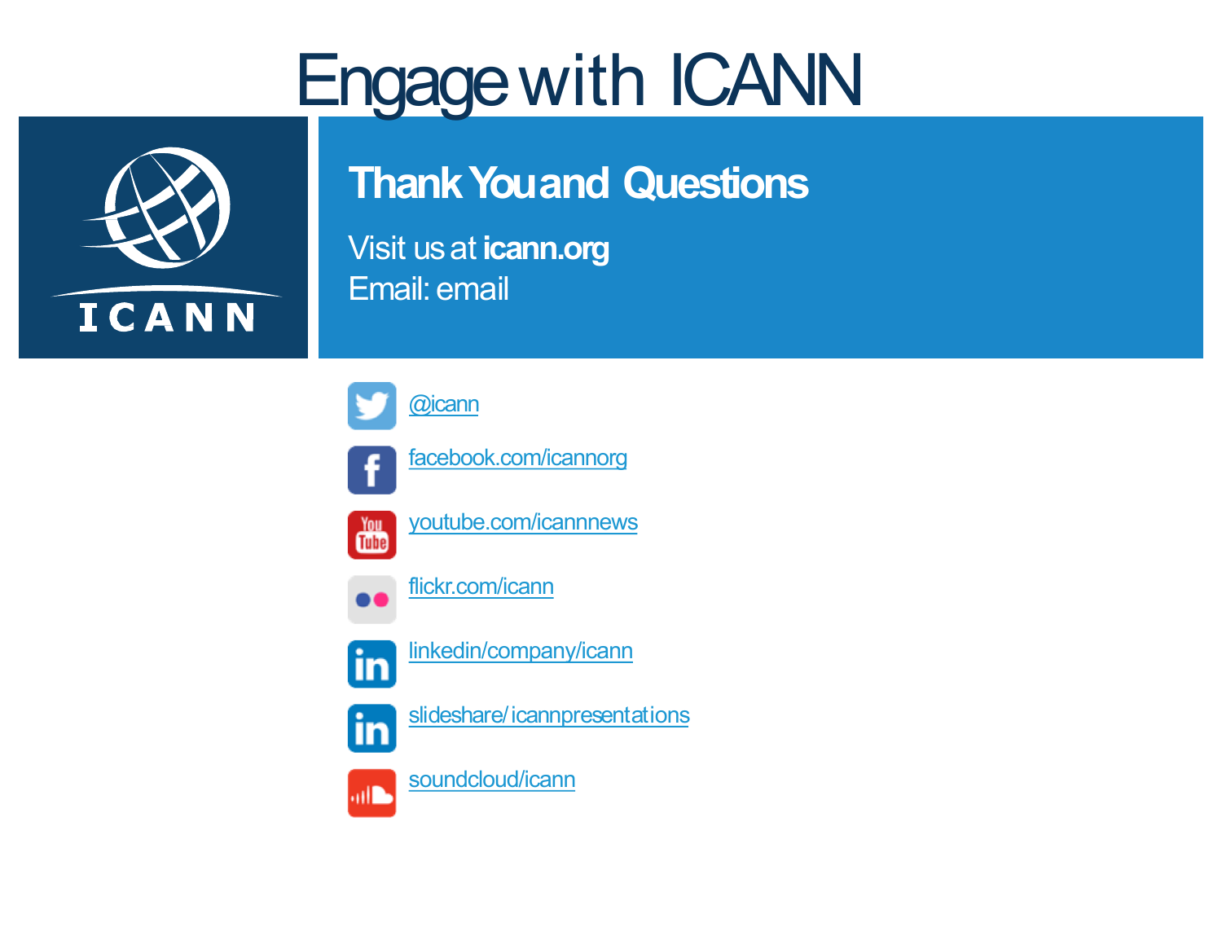# Engage with ICANN

ICANN

## Thank You and Questions

Visit us at **icann.org**
Email: email

- @icann
- facebook.com/icannorg
- youtube.com/icannnews
- flickr.com/icann
- linkedin/company/icann
- slideshare/ icannpresentations
- soundcloud/icann